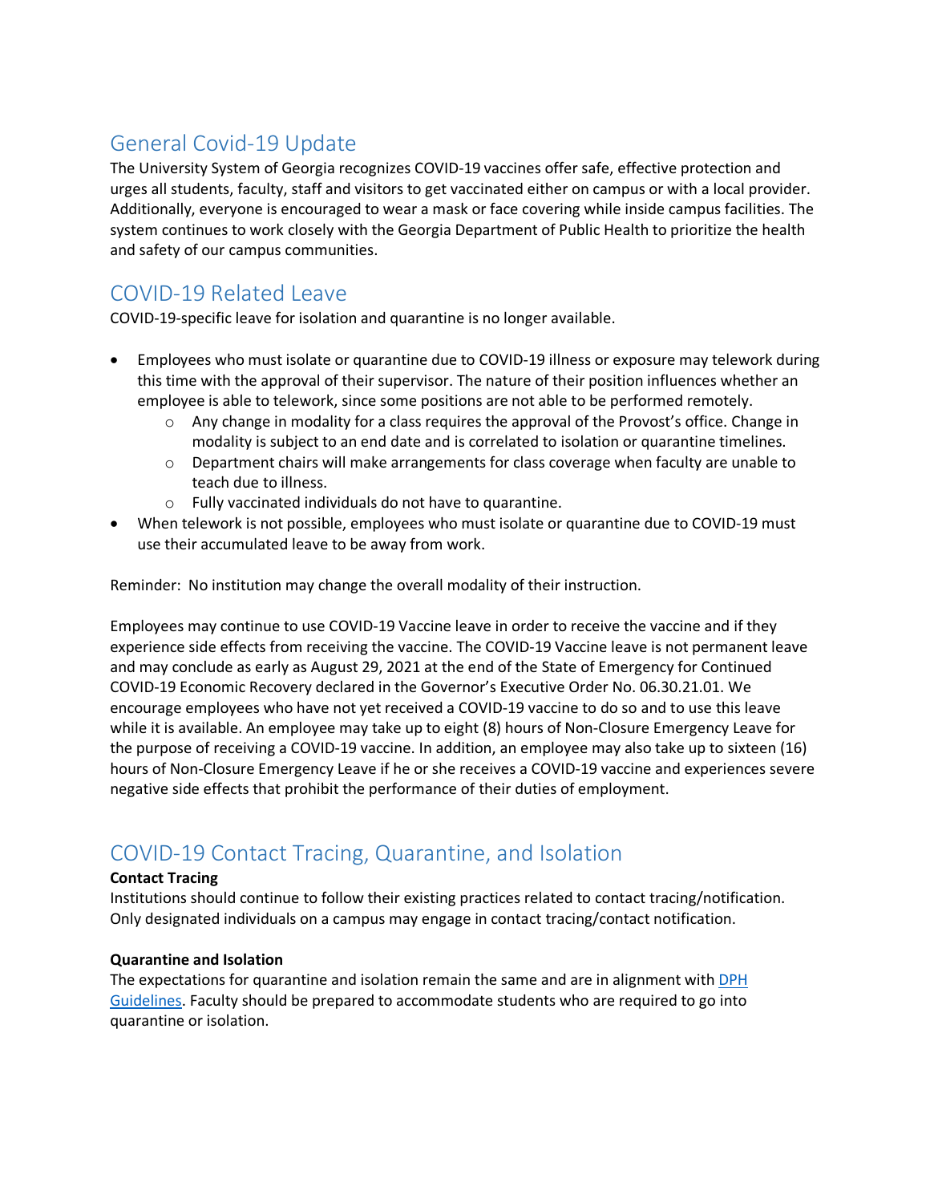## General Covid-19 Update

The University System of Georgia recognizes COVID-19 vaccines offer safe, effective protection and urges all students, faculty, staff and visitors to get vaccinated either on campus or with a local provider. Additionally, everyone is encouraged to wear a mask or face covering while inside campus facilities. The system continues to work closely with the Georgia Department of Public Health to prioritize the health and safety of our campus communities.

## COVID-19 Related Leave

COVID-19-specific leave for isolation and quarantine is no longer available.

- Employees who must isolate or quarantine due to COVID-19 illness or exposure may telework during this time with the approval of their supervisor. The nature of their position influences whether an employee is able to telework, since some positions are not able to be performed remotely.
    - Any change in modality for a class requires the approval of the Provost's office. Change in modality is subject to an end date and is correlated to isolation or quarantine timelines.
    - Department chairs will make arrangements for class coverage when faculty are unable to teach due to illness.
    - Fully vaccinated individuals do not have to quarantine.
- When telework is not possible, employees who must isolate or quarantine due to COVID-19 must use their accumulated leave to be away from work.

Reminder: No institution may change the overall modality of their instruction.

Employees may continue to use COVID-19 Vaccine leave in order to receive the vaccine and if they experience side effects from receiving the vaccine. The COVID-19 Vaccine leave is not permanent leave and may conclude as early as August 29, 2021 at the end of the State of Emergency for Continued COVID-19 Economic Recovery declared in the Governor's Executive Order No. 06.30.21.01. We encourage employees who have not yet received a COVID-19 vaccine to do so and to use this leave while it is available. An employee may take up to eight (8) hours of Non-Closure Emergency Leave for the purpose of receiving a COVID-19 vaccine. In addition, an employee may also take up to sixteen (16) hours of Non-Closure Emergency Leave if he or she receives a COVID-19 vaccine and experiences severe negative side effects that prohibit the performance of their duties of employment.

## COVID-19 Contact Tracing, Quarantine, and Isolation

**Contact Tracing**

Institutions should continue to follow their existing practices related to contact tracing/notification. Only designated individuals on a campus may engage in contact tracing/contact notification.

**Quarantine and Isolation**

The expectations for quarantine and isolation remain the same and are in alignment with DPH Guidelines. Faculty should be prepared to accommodate students who are required to go into quarantine or isolation.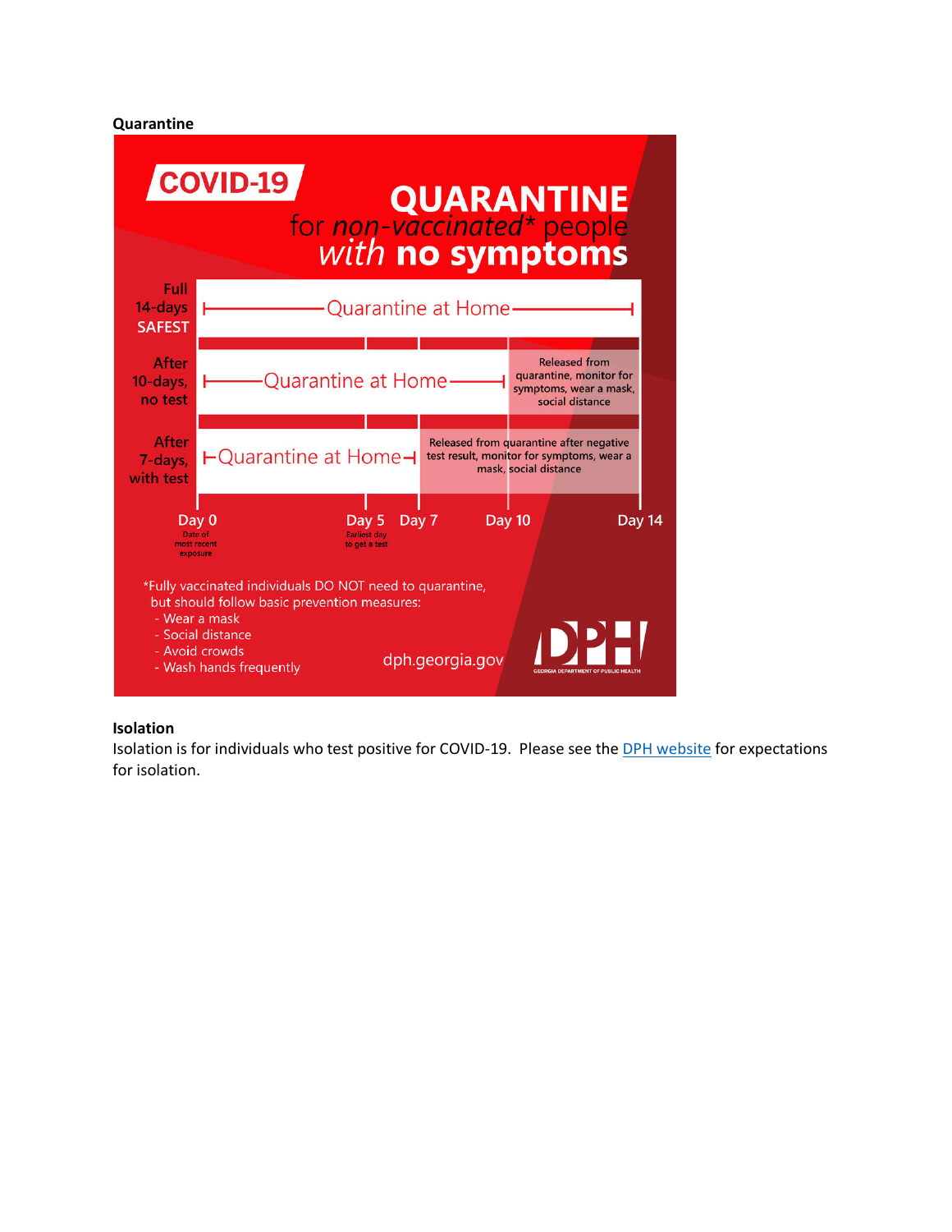**Quarantine**

COVID-19

QUARANTINE for *non-vaccinated** people *with* **no symptoms**

Full 14-days SAFEST

Quarantine at Home

After 10-days, no test

Quarantine at Home

Released from quarantine, monitor for symptoms, wear a mask, social distance

After 7-days, with test

Quarantine at Home

Released from quarantine after negative test result, monitor for symptoms, wear a mask, social distance

Day 0
Date of most recent exposure

Day 5
Earliest day to get a test

Day 7

Day 10

Day 14

*Fully vaccinated individuals DO NOT need to quarantine, but should follow basic prevention measures:

- Wear a mask
- Social distance
- Avoid crowds
- Wash hands frequently

dph.georgia.gov

DPH
GEORGIA DEPARTMENT OF PUBLIC HEALTH

**Isolation**

Isolation is for individuals who test positive for COVID-19. Please see the DPH website for expectations for isolation.